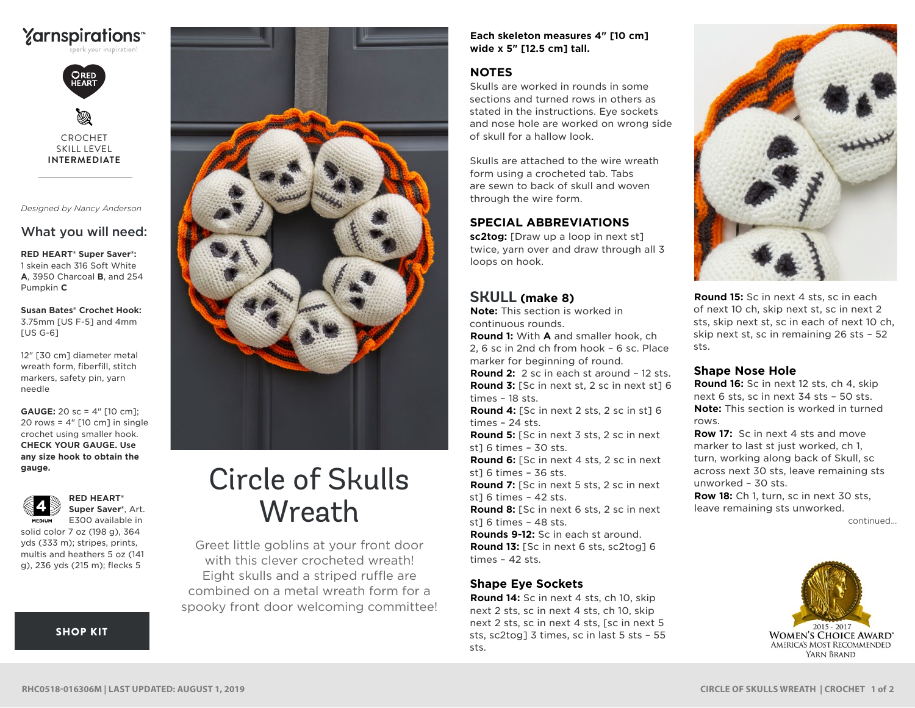Yarnspirations™
spark your inspiration!

RED HEART

CROCHET
SKILL LEVEL
**INTERMEDIATE**

*Designed by Nancy Anderson*

## What you will need:

**RED HEART® Super Saver®:** 1 skein each 316 Soft White **A**, 3950 Charcoal **B**, and 254 Pumpkin **C**

**Susan Bates® Crochet Hook:** 3.75mm [US F-5] and 4mm [US G-6]

12" [30 cm] diameter metal wreath form, fiberfill, stitch markers, safety pin, yarn needle

**GAUGE:** 20 sc = 4" [10 cm]; 20 rows = 4" [10 cm] in single crochet using smaller hook. **CHECK YOUR GAUGE. Use any size hook to obtain the gauge.**

4 MEDIUM

**RED HEART® Super Saver®**, Art. E300 available in solid color 7 oz (198 g), 364 yds (333 m); stripes, prints, multis and heathers 5 oz (141 g), 236 yds (215 m); flecks 5

**SHOP KIT**

# Circle of Skulls Wreath

Greet little goblins at your front door with this clever crocheted wreath! Eight skulls and a striped ruffle are combined on a metal wreath form for a spooky front door welcoming committee!

**Each skeleton measures 4" [10 cm] wide x 5" [12.5 cm] tall.**

## NOTES

Skulls are worked in rounds in some sections and turned rows in others as stated in the instructions. Eye sockets and nose hole are worked on wrong side of skull for a hallow look.

Skulls are attached to the wire wreath form using a crocheted tab. Tabs are sewn to back of skull and woven through the wire form.

## SPECIAL ABBREVIATIONS

**sc2tog:** [Draw up a loop in next st] twice, yarn over and draw through all 3 loops on hook.

## SKULL (make 8)

**Note:** This section is worked in continuous rounds.

**Round 1:** With **A** and smaller hook, ch 2, 6 sc in 2nd ch from hook – 6 sc. Place marker for beginning of round.

**Round 2:** 2 sc in each st around – 12 sts.

**Round 3:** [Sc in next st, 2 sc in next st] 6 times – 18 sts.

**Round 4:** [Sc in next 2 sts, 2 sc in st] 6 times – 24 sts.

**Round 5:** [Sc in next 3 sts, 2 sc in next st] 6 times – 30 sts.

**Round 6:** [Sc in next 4 sts, 2 sc in next st] 6 times – 36 sts.

**Round 7:** [Sc in next 5 sts, 2 sc in next st] 6 times – 42 sts.

**Round 8:** [Sc in next 6 sts, 2 sc in next st] 6 times – 48 sts.

**Rounds 9-12:** Sc in each st around.

**Round 13:** [Sc in next 6 sts, sc2tog] 6 times – 42 sts.

### Shape Eye Sockets

**Round 14:** Sc in next 4 sts, ch 10, skip next 2 sts, sc in next 4 sts, ch 10, skip next 2 sts, sc in next 4 sts, [sc in next 5 sts, sc2tog] 3 times, sc in last 5 sts – 55 sts.

**Round 15:** Sc in next 4 sts, sc in each of next 10 ch, skip next st, sc in next 2 sts, skip next st, sc in each of next 10 ch, skip next st, sc in remaining 26 sts – 52 sts.

### Shape Nose Hole

**Round 16:** Sc in next 12 sts, ch 4, skip next 6 sts, sc in next 34 sts – 50 sts.

**Note:** This section is worked in turned rows.

**Row 17:** Sc in next 4 sts and move marker to last st just worked, ch 1, turn, working along back of Skull, sc across next 30 sts, leave remaining sts unworked – 30 sts.

**Row 18:** Ch 1, turn, sc in next 30 sts, leave remaining sts unworked.

continued...

2015 - 2017
WOMEN'S CHOICE AWARD®
AMERICA'S MOST RECOMMENDED
YARN BRAND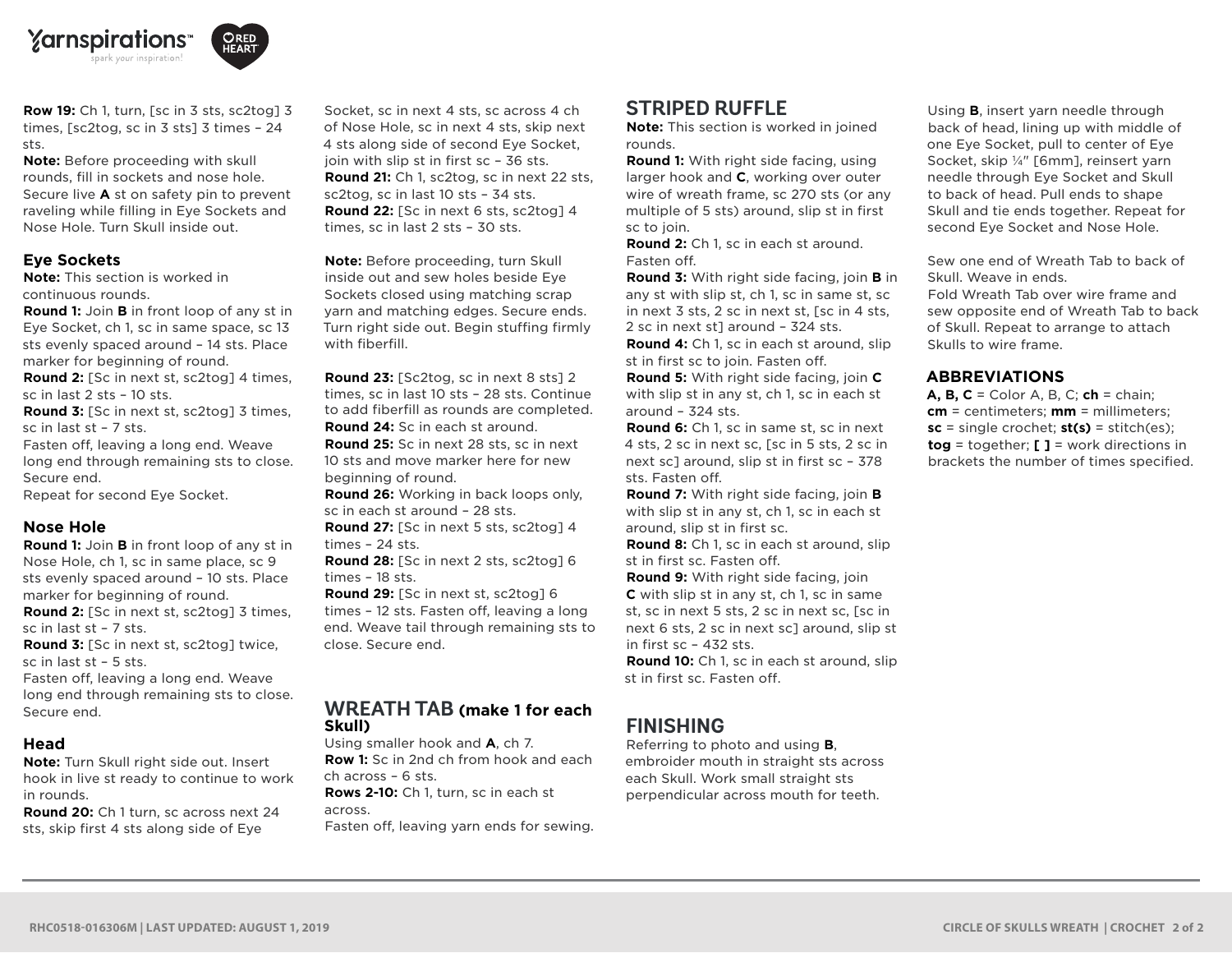**Row 19:** Ch 1, turn, [sc in 3 sts, sc2tog] 3 times, [sc2tog, sc in 3 sts] 3 times – 24 sts.

**Note:** Before proceeding with skull rounds, fill in sockets and nose hole. Secure live **A** st on safety pin to prevent raveling while filling in Eye Sockets and Nose Hole. Turn Skull inside out.

### Eye Sockets

**Note:** This section is worked in continuous rounds.

**Round 1:** Join **B** in front loop of any st in Eye Socket, ch 1, sc in same space, sc 13 sts evenly spaced around – 14 sts. Place marker for beginning of round.

**Round 2:** [Sc in next st, sc2tog] 4 times, sc in last 2 sts – 10 sts.

**Round 3:** [Sc in next st, sc2tog] 3 times, sc in last st – 7 sts.

Fasten off, leaving a long end. Weave long end through remaining sts to close. Secure end.

Repeat for second Eye Socket.

### Nose Hole

**Round 1:** Join **B** in front loop of any st in Nose Hole, ch 1, sc in same place, sc 9 sts evenly spaced around – 10 sts. Place marker for beginning of round.

**Round 2:** [Sc in next st, sc2tog] 3 times, sc in last st – 7 sts.

**Round 3:** [Sc in next st, sc2tog] twice, sc in last st – 5 sts.

Fasten off, leaving a long end. Weave long end through remaining sts to close. Secure end.

### Head

**Note:** Turn Skull right side out. Insert hook in live st ready to continue to work in rounds.

**Round 20:** Ch 1 turn, sc across next 24 sts, skip first 4 sts along side of Eye Socket, sc in next 4 sts, sc across 4 ch of Nose Hole, sc in next 4 sts, skip next 4 sts along side of second Eye Socket, join with slip st in first sc – 36 sts.

**Round 21:** Ch 1, sc2tog, sc in next 22 sts, sc2tog, sc in last 10 sts – 34 sts.

**Round 22:** [Sc in next 6 sts, sc2tog] 4 times, sc in last 2 sts – 30 sts.

**Note:** Before proceeding, turn Skull inside out and sew holes beside Eye Sockets closed using matching scrap yarn and matching edges. Secure ends. Turn right side out. Begin stuffing firmly with fiberfill.

**Round 23:** [Sc2tog, sc in next 8 sts] 2 times, sc in last 10 sts – 28 sts. Continue to add fiberfill as rounds are completed.

**Round 24:** Sc in each st around.

**Round 25:** Sc in next 28 sts, sc in next 10 sts and move marker here for new beginning of round.

**Round 26:** Working in back loops only, sc in each st around – 28 sts.

**Round 27:** [Sc in next 5 sts, sc2tog] 4 times – 24 sts.

**Round 28:** [Sc in next 2 sts, sc2tog] 6 times – 18 sts.

**Round 29:** [Sc in next st, sc2tog] 6 times – 12 sts. Fasten off, leaving a long end. Weave tail through remaining sts to close. Secure end.

## WREATH TAB (make 1 for each Skull)

Using smaller hook and **A**, ch 7.

**Row 1:** Sc in 2nd ch from hook and each ch across – 6 sts.

**Rows 2-10:** Ch 1, turn, sc in each st across.

Fasten off, leaving yarn ends for sewing.

## STRIPED RUFFLE

**Note:** This section is worked in joined rounds.

**Round 1:** With right side facing, using larger hook and **C**, working over outer wire of wreath frame, sc 270 sts (or any multiple of 5 sts) around, slip st in first sc to join.

**Round 2:** Ch 1, sc in each st around. Fasten off.

**Round 3:** With right side facing, join **B** in any st with slip st, ch 1, sc in same st, sc in next 3 sts, 2 sc in next st, [sc in 4 sts, 2 sc in next st] around – 324 sts.

**Round 4:** Ch 1, sc in each st around, slip st in first sc to join. Fasten off.

**Round 5:** With right side facing, join **C** with slip st in any st, ch 1, sc in each st around – 324 sts.

**Round 6:** Ch 1, sc in same st, sc in next 4 sts, 2 sc in next sc, [sc in 5 sts, 2 sc in next sc] around, slip st in first sc – 378 sts. Fasten off.

**Round 7:** With right side facing, join **B** with slip st in any st, ch 1, sc in each st around, slip st in first sc.

**Round 8:** Ch 1, sc in each st around, slip st in first sc. Fasten off.

**Round 9:** With right side facing, join **C** with slip st in any st, ch 1, sc in same st, sc in next 5 sts, 2 sc in next sc, [sc in next 6 sts, 2 sc in next sc] around, slip st in first sc – 432 sts.

**Round 10:** Ch 1, sc in each st around, slip st in first sc. Fasten off.

## FINISHING

Referring to photo and using **B**, embroider mouth in straight sts across each Skull. Work small straight sts perpendicular across mouth for teeth.

Using **B**, insert yarn needle through back of head, lining up with middle of one Eye Socket, pull to center of Eye Socket, skip ¼" [6mm], reinsert yarn needle through Eye Socket and Skull to back of head. Pull ends to shape Skull and tie ends together. Repeat for second Eye Socket and Nose Hole.

Sew one end of Wreath Tab to back of Skull. Weave in ends.

Fold Wreath Tab over wire frame and sew opposite end of Wreath Tab to back of Skull. Repeat to arrange to attach Skulls to wire frame.

## ABBREVIATIONS

**A, B, C** = Color A, B, C; **ch** = chain; **cm** = centimeters; **mm** = millimeters; **sc** = single crochet; **st(s)** = stitch(es); **tog** = together; **[ ]** = work directions in brackets the number of times specified.